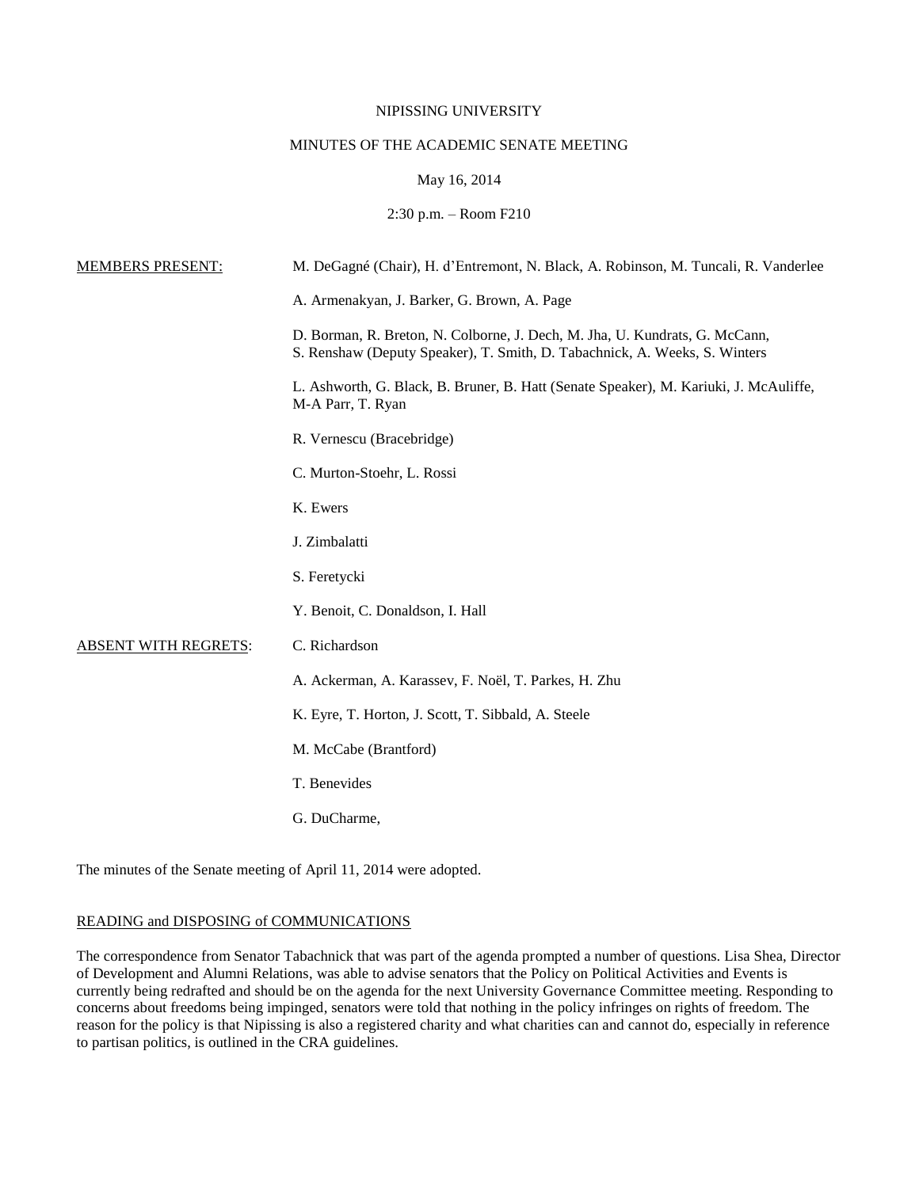NIPISSING UNIVERSITY

MINUTES OF THE ACADEMIC SENATE MEETING

May 16, 2014

2:30 p.m. – Room F210

| | |
|---|---|
| MEMBERS PRESENT: | M. DeGagné (Chair), H. d'Entremont, N. Black, A. Robinson, M. Tuncali, R. Vanderlee |
| | A. Armenakyan, J. Barker, G. Brown, A. Page |
| | D. Borman, R. Breton, N. Colborne, J. Dech, M. Jha, U. Kundrats, G. McCann, S. Renshaw (Deputy Speaker), T. Smith, D. Tabachnick, A. Weeks, S. Winters |
| | L. Ashworth, G. Black, B. Bruner, B. Hatt (Senate Speaker), M. Kariuki, J. McAuliffe, M-A Parr, T. Ryan |
| | R. Vernescu (Bracebridge) |
| | C. Murton-Stoehr, L. Rossi |
| | K. Ewers |
| | J. Zimbalatti |
| | S. Feretycki |
| | Y. Benoit, C. Donaldson, I. Hall |
| ABSENT WITH REGRETS: | C. Richardson |
| | A. Ackerman, A. Karassev, F. Noël, T. Parkes, H. Zhu |
| | K. Eyre, T. Horton, J. Scott, T. Sibbald, A. Steele |
| | M. McCabe (Brantford) |
| | T. Benevides |
| | G. DuCharme, |

The minutes of the Senate meeting of April 11, 2014 were adopted.

## READING and DISPOSING of COMMUNICATIONS

The correspondence from Senator Tabachnick that was part of the agenda prompted a number of questions. Lisa Shea, Director of Development and Alumni Relations, was able to advise senators that the Policy on Political Activities and Events is currently being redrafted and should be on the agenda for the next University Governance Committee meeting. Responding to concerns about freedoms being impinged, senators were told that nothing in the policy infringes on rights of freedom. The reason for the policy is that Nipissing is also a registered charity and what charities can and cannot do, especially in reference to partisan politics, is outlined in the CRA guidelines.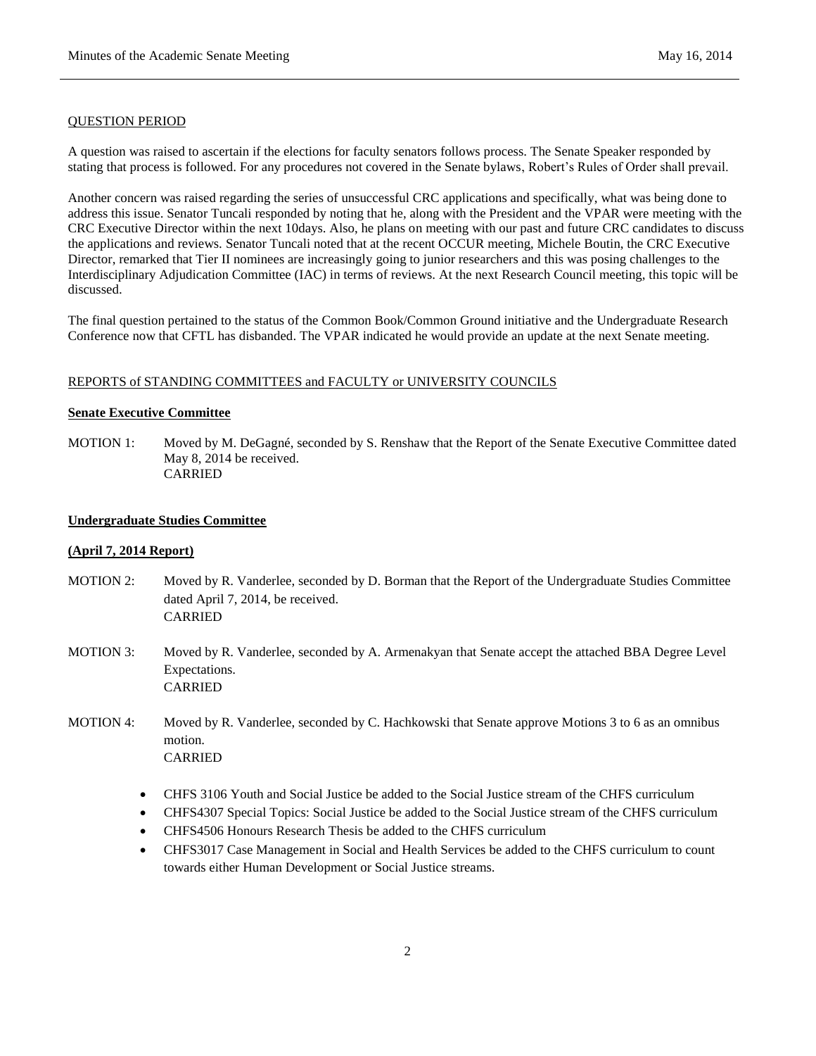QUESTION PERIOD

A question was raised to ascertain if the elections for faculty senators follows process. The Senate Speaker responded by stating that process is followed. For any procedures not covered in the Senate bylaws, Robert's Rules of Order shall prevail.

Another concern was raised regarding the series of unsuccessful CRC applications and specifically, what was being done to address this issue. Senator Tuncali responded by noting that he, along with the President and the VPAR were meeting with the CRC Executive Director within the next 10days. Also, he plans on meeting with our past and future CRC candidates to discuss the applications and reviews. Senator Tuncali noted that at the recent OCCUR meeting, Michele Boutin, the CRC Executive Director, remarked that Tier II nominees are increasingly going to junior researchers and this was posing challenges to the Interdisciplinary Adjudication Committee (IAC) in terms of reviews. At the next Research Council meeting, this topic will be discussed.

The final question pertained to the status of the Common Book/Common Ground initiative and the Undergraduate Research Conference now that CFTL has disbanded. The VPAR indicated he would provide an update at the next Senate meeting.

REPORTS of STANDING COMMITTEES and FACULTY or UNIVERSITY COUNCILS

**Senate Executive Committee**

MOTION 1: Moved by M. DeGagné, seconded by S. Renshaw that the Report of the Senate Executive Committee dated May 8, 2014 be received.
CARRIED

**Undergraduate Studies Committee**

**(April 7, 2014 Report)**

MOTION 2: Moved by R. Vanderlee, seconded by D. Borman that the Report of the Undergraduate Studies Committee dated April 7, 2014, be received.
CARRIED

MOTION 3: Moved by R. Vanderlee, seconded by A. Armenakyan that Senate accept the attached BBA Degree Level Expectations.
CARRIED

MOTION 4: Moved by R. Vanderlee, seconded by C. Hachkowski that Senate approve Motions 3 to 6 as an omnibus motion.
CARRIED

- CHFS 3106 Youth and Social Justice be added to the Social Justice stream of the CHFS curriculum
- CHFS4307 Special Topics: Social Justice be added to the Social Justice stream of the CHFS curriculum
- CHFS4506 Honours Research Thesis be added to the CHFS curriculum
- CHFS3017 Case Management in Social and Health Services be added to the CHFS curriculum to count towards either Human Development or Social Justice streams.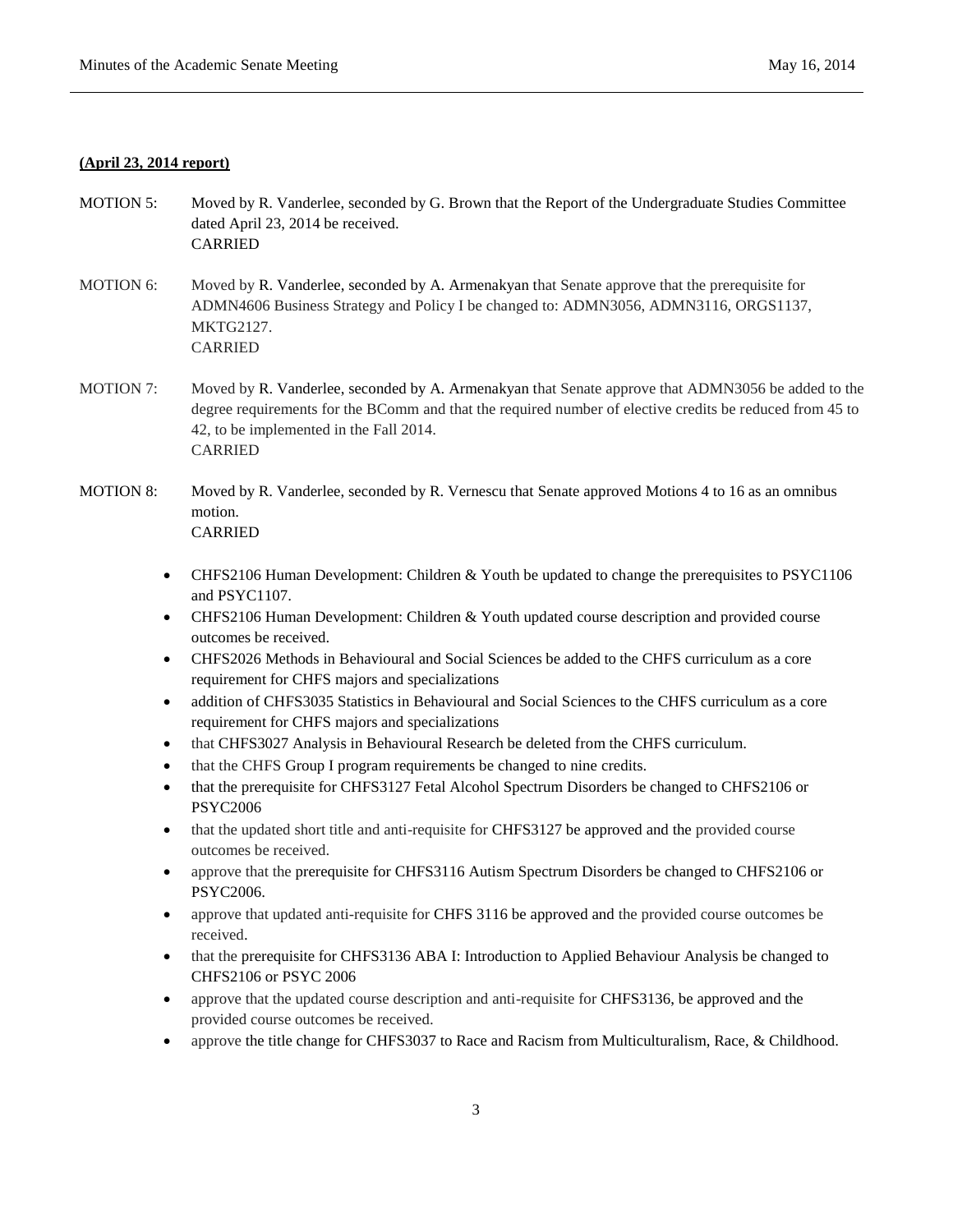**(April 23, 2014 report)**

MOTION 5: Moved by R. Vanderlee, seconded by G. Brown that the Report of the Undergraduate Studies Committee dated April 23, 2014 be received.
CARRIED

MOTION 6: Moved by R. Vanderlee, seconded by A. Armenakyan that Senate approve that the prerequisite for ADMN4606 Business Strategy and Policy I be changed to: ADMN3056, ADMN3116, ORGS1137, MKTG2127.
CARRIED

MOTION 7: Moved by R. Vanderlee, seconded by A. Armenakyan that Senate approve that ADMN3056 be added to the degree requirements for the BComm and that the required number of elective credits be reduced from 45 to 42, to be implemented in the Fall 2014.
CARRIED

MOTION 8: Moved by R. Vanderlee, seconded by R. Vernescu that Senate approved Motions 4 to 16 as an omnibus motion.
CARRIED

- CHFS2106 Human Development: Children & Youth be updated to change the prerequisites to PSYC1106 and PSYC1107.
- CHFS2106 Human Development: Children & Youth updated course description and provided course outcomes be received.
- CHFS2026 Methods in Behavioural and Social Sciences be added to the CHFS curriculum as a core requirement for CHFS majors and specializations
- addition of CHFS3035 Statistics in Behavioural and Social Sciences to the CHFS curriculum as a core requirement for CHFS majors and specializations
- that CHFS3027 Analysis in Behavioural Research be deleted from the CHFS curriculum.
- that the CHFS Group I program requirements be changed to nine credits.
- that the prerequisite for CHFS3127 Fetal Alcohol Spectrum Disorders be changed to CHFS2106 or PSYC2006
- that the updated short title and anti-requisite for CHFS3127 be approved and the provided course outcomes be received.
- approve that the prerequisite for CHFS3116 Autism Spectrum Disorders be changed to CHFS2106 or PSYC2006.
- approve that updated anti-requisite for CHFS 3116 be approved and the provided course outcomes be received.
- that the prerequisite for CHFS3136 ABA I: Introduction to Applied Behaviour Analysis be changed to CHFS2106 or PSYC 2006
- approve that the updated course description and anti-requisite for CHFS3136, be approved and the provided course outcomes be received.
- approve the title change for CHFS3037 to Race and Racism from Multiculturalism, Race, & Childhood.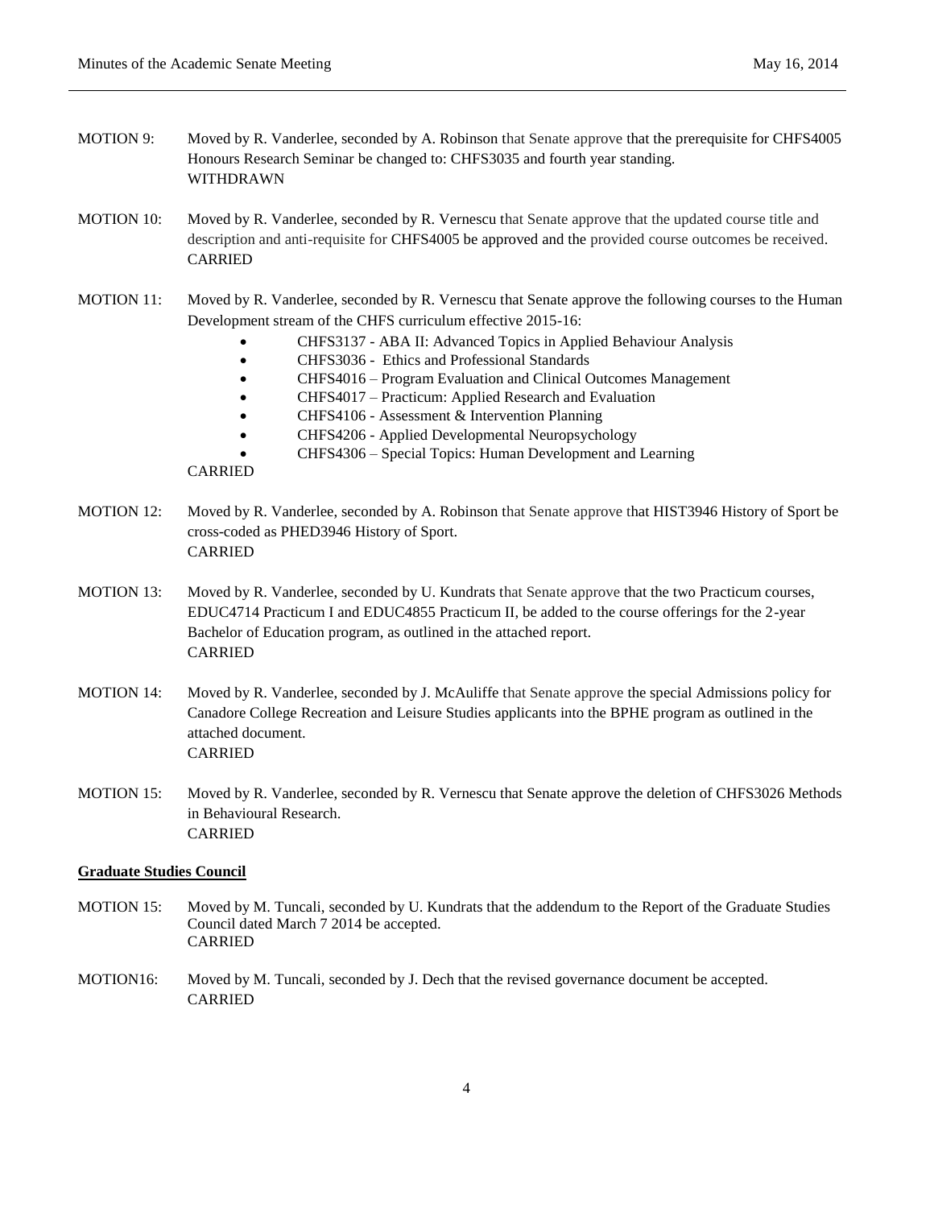MOTION 9: Moved by R. Vanderlee, seconded by A. Robinson that Senate approve that the prerequisite for CHFS4005 Honours Research Seminar be changed to: CHFS3035 and fourth year standing.
WITHDRAWN

MOTION 10: Moved by R. Vanderlee, seconded by R. Vernescu that Senate approve that the updated course title and description and anti-requisite for CHFS4005 be approved and the provided course outcomes be received.
CARRIED

MOTION 11: Moved by R. Vanderlee, seconded by R. Vernescu that Senate approve the following courses to the Human Development stream of the CHFS curriculum effective 2015-16:

- CHFS3137 - ABA II: Advanced Topics in Applied Behaviour Analysis
- CHFS3036 - Ethics and Professional Standards
- CHFS4016 – Program Evaluation and Clinical Outcomes Management
- CHFS4017 – Practicum: Applied Research and Evaluation
- CHFS4106 - Assessment & Intervention Planning
- CHFS4206 - Applied Developmental Neuropsychology
- CHFS4306 – Special Topics: Human Development and Learning

CARRIED

MOTION 12: Moved by R. Vanderlee, seconded by A. Robinson that Senate approve that HIST3946 History of Sport be cross-coded as PHED3946 History of Sport.
CARRIED

MOTION 13: Moved by R. Vanderlee, seconded by U. Kundrats that Senate approve that the two Practicum courses, EDUC4714 Practicum I and EDUC4855 Practicum II, be added to the course offerings for the 2-year Bachelor of Education program, as outlined in the attached report.
CARRIED

MOTION 14: Moved by R. Vanderlee, seconded by J. McAuliffe that Senate approve the special Admissions policy for Canadore College Recreation and Leisure Studies applicants into the BPHE program as outlined in the attached document.
CARRIED

MOTION 15: Moved by R. Vanderlee, seconded by R. Vernescu that Senate approve the deletion of CHFS3026 Methods in Behavioural Research.
CARRIED

**Graduate Studies Council**

MOTION 15: Moved by M. Tuncali, seconded by U. Kundrats that the addendum to the Report of the Graduate Studies Council dated March 7 2014 be accepted.
CARRIED

MOTION16: Moved by M. Tuncali, seconded by J. Dech that the revised governance document be accepted.
CARRIED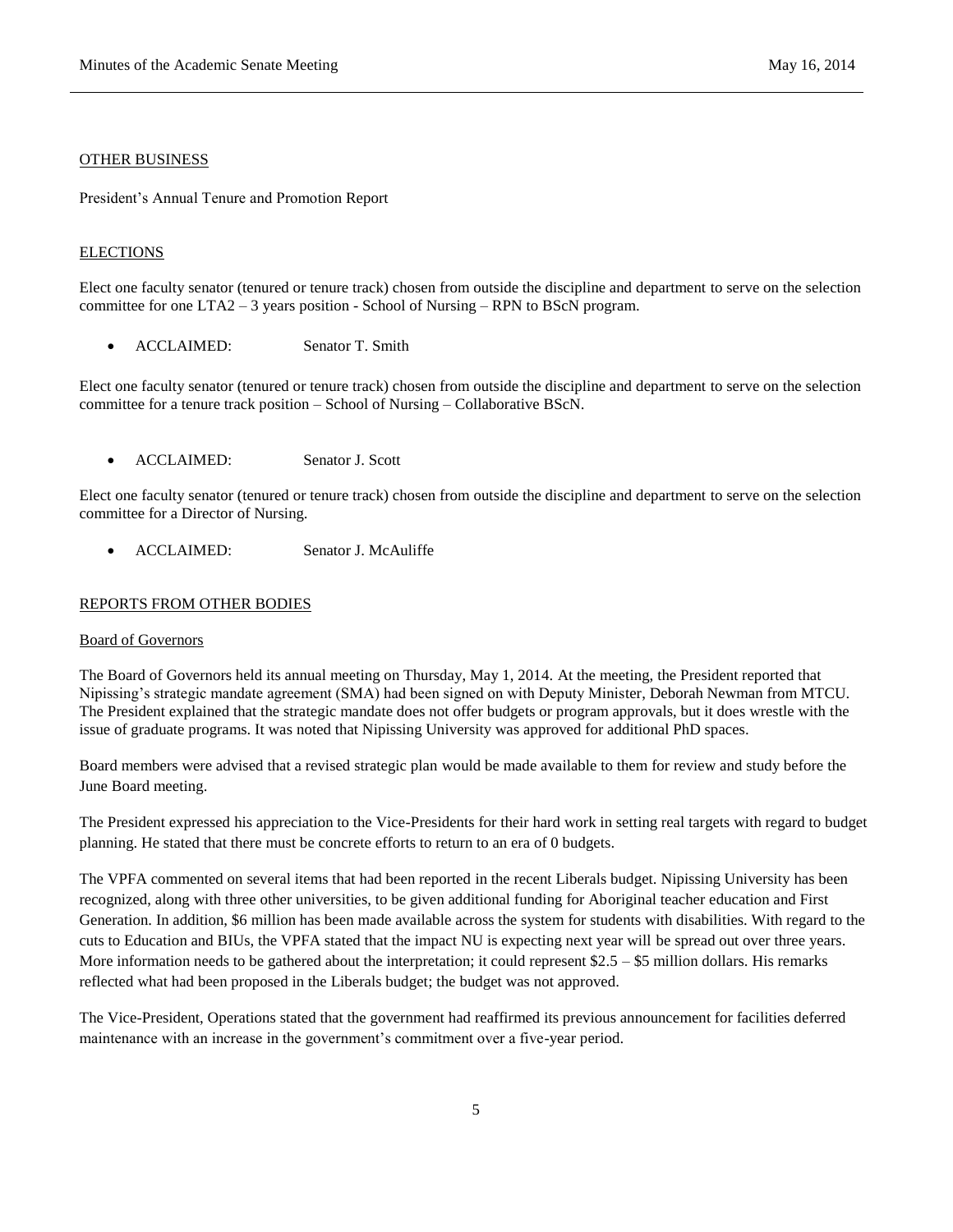## OTHER BUSINESS

President's Annual Tenure and Promotion Report

## ELECTIONS

Elect one faculty senator (tenured or tenure track) chosen from outside the discipline and department to serve on the selection committee for one LTA2 – 3 years position - School of Nursing – RPN to BScN program.

- ACCLAIMED: Senator T. Smith

Elect one faculty senator (tenured or tenure track) chosen from outside the discipline and department to serve on the selection committee for a tenure track position – School of Nursing – Collaborative BScN.

- ACCLAIMED: Senator J. Scott

Elect one faculty senator (tenured or tenure track) chosen from outside the discipline and department to serve on the selection committee for a Director of Nursing.

- ACCLAIMED: Senator J. McAuliffe

## REPORTS FROM OTHER BODIES

### Board of Governors

The Board of Governors held its annual meeting on Thursday, May 1, 2014. At the meeting, the President reported that Nipissing's strategic mandate agreement (SMA) had been signed on with Deputy Minister, Deborah Newman from MTCU. The President explained that the strategic mandate does not offer budgets or program approvals, but it does wrestle with the issue of graduate programs. It was noted that Nipissing University was approved for additional PhD spaces.

Board members were advised that a revised strategic plan would be made available to them for review and study before the June Board meeting.

The President expressed his appreciation to the Vice-Presidents for their hard work in setting real targets with regard to budget planning. He stated that there must be concrete efforts to return to an era of 0 budgets.

The VPFA commented on several items that had been reported in the recent Liberals budget. Nipissing University has been recognized, along with three other universities, to be given additional funding for Aboriginal teacher education and First Generation. In addition, $6 million has been made available across the system for students with disabilities. With regard to the cuts to Education and BIUs, the VPFA stated that the impact NU is expecting next year will be spread out over three years. More information needs to be gathered about the interpretation; it could represent $2.5 – $5 million dollars. His remarks reflected what had been proposed in the Liberals budget; the budget was not approved.

The Vice-President, Operations stated that the government had reaffirmed its previous announcement for facilities deferred maintenance with an increase in the government's commitment over a five-year period.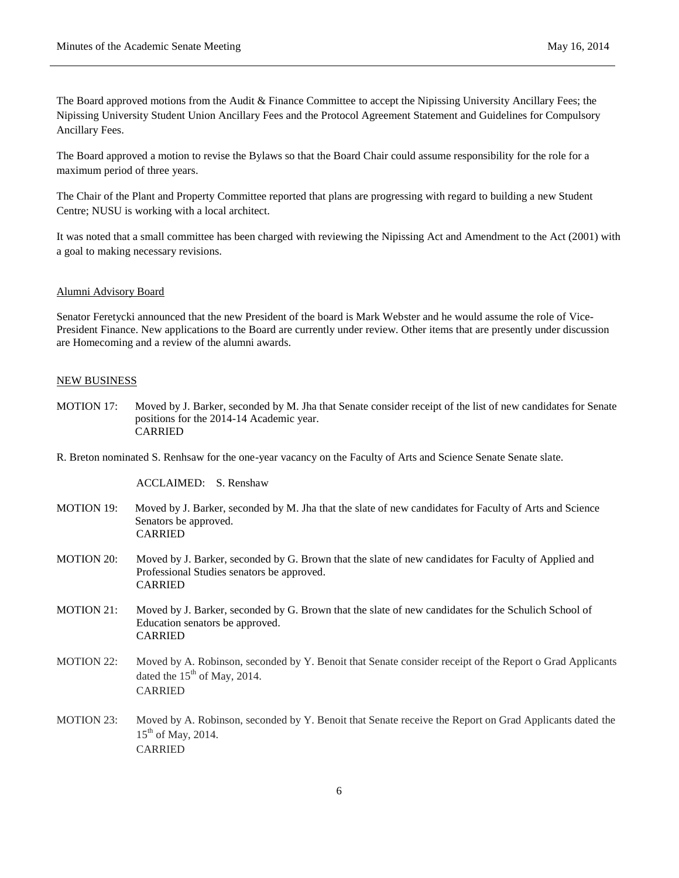The Board approved motions from the Audit & Finance Committee to accept the Nipissing University Ancillary Fees; the Nipissing University Student Union Ancillary Fees and the Protocol Agreement Statement and Guidelines for Compulsory Ancillary Fees.

The Board approved a motion to revise the Bylaws so that the Board Chair could assume responsibility for the role for a maximum period of three years.

The Chair of the Plant and Property Committee reported that plans are progressing with regard to building a new Student Centre; NUSU is working with a local architect.

It was noted that a small committee has been charged with reviewing the Nipissing Act and Amendment to the Act (2001) with a goal to making necessary revisions.

<u>Alumni Advisory Board</u>

Senator Feretycki announced that the new President of the board is Mark Webster and he would assume the role of Vice-President Finance. New applications to the Board are currently under review. Other items that are presently under discussion are Homecoming and a review of the alumni awards.

<u>NEW BUSINESS</u>

MOTION 17: Moved by J. Barker, seconded by M. Jha that Senate consider receipt of the list of new candidates for Senate positions for the 2014-14 Academic year.
CARRIED

R. Breton nominated S. Renhsaw for the one-year vacancy on the Faculty of Arts and Science Senate Senate slate.

ACCLAIMED: S. Renshaw

MOTION 19: Moved by J. Barker, seconded by M. Jha that the slate of new candidates for Faculty of Arts and Science Senators be approved.
CARRIED

MOTION 20: Moved by J. Barker, seconded by G. Brown that the slate of new candidates for Faculty of Applied and Professional Studies senators be approved.
CARRIED

MOTION 21: Moved by J. Barker, seconded by G. Brown that the slate of new candidates for the Schulich School of Education senators be approved.
CARRIED

MOTION 22: Moved by A. Robinson, seconded by Y. Benoit that Senate consider receipt of the Report o Grad Applicants dated the 15th of May, 2014.
CARRIED

MOTION 23: Moved by A. Robinson, seconded by Y. Benoit that Senate receive the Report on Grad Applicants dated the 15th of May, 2014.
CARRIED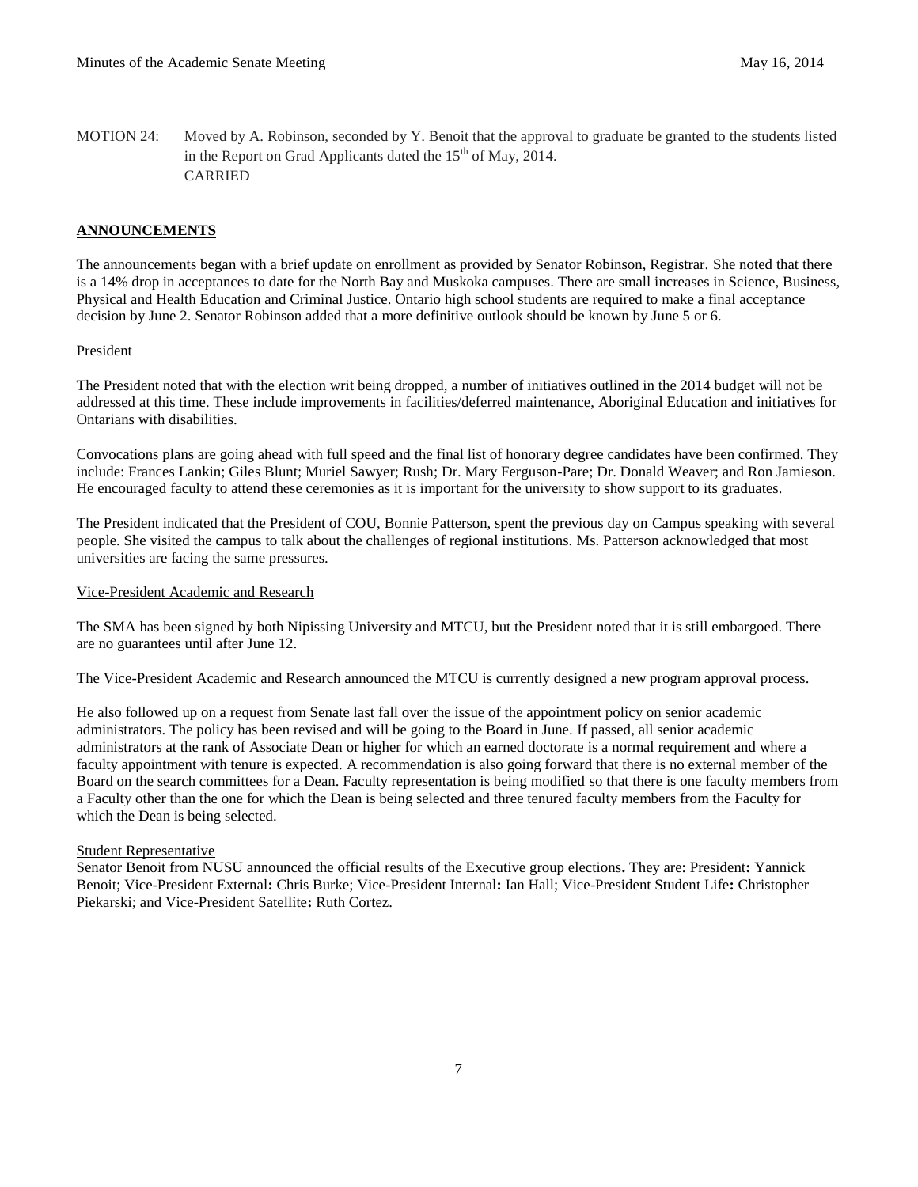MOTION 24: Moved by A. Robinson, seconded by Y. Benoit that the approval to graduate be granted to the students listed in the Report on Grad Applicants dated the 15th of May, 2014.
CARRIED

## ANNOUNCEMENTS

The announcements began with a brief update on enrollment as provided by Senator Robinson, Registrar. She noted that there is a 14% drop in acceptances to date for the North Bay and Muskoka campuses. There are small increases in Science, Business, Physical and Health Education and Criminal Justice. Ontario high school students are required to make a final acceptance decision by June 2. Senator Robinson added that a more definitive outlook should be known by June 5 or 6.

### President

The President noted that with the election writ being dropped, a number of initiatives outlined in the 2014 budget will not be addressed at this time. These include improvements in facilities/deferred maintenance, Aboriginal Education and initiatives for Ontarians with disabilities.

Convocations plans are going ahead with full speed and the final list of honorary degree candidates have been confirmed. They include: Frances Lankin; Giles Blunt; Muriel Sawyer; Rush; Dr. Mary Ferguson-Pare; Dr. Donald Weaver; and Ron Jamieson. He encouraged faculty to attend these ceremonies as it is important for the university to show support to its graduates.

The President indicated that the President of COU, Bonnie Patterson, spent the previous day on Campus speaking with several people. She visited the campus to talk about the challenges of regional institutions. Ms. Patterson acknowledged that most universities are facing the same pressures.

### Vice-President Academic and Research

The SMA has been signed by both Nipissing University and MTCU, but the President noted that it is still embargoed. There are no guarantees until after June 12.

The Vice-President Academic and Research announced the MTCU is currently designed a new program approval process.

He also followed up on a request from Senate last fall over the issue of the appointment policy on senior academic administrators. The policy has been revised and will be going to the Board in June. If passed, all senior academic administrators at the rank of Associate Dean or higher for which an earned doctorate is a normal requirement and where a faculty appointment with tenure is expected. A recommendation is also going forward that there is no external member of the Board on the search committees for a Dean. Faculty representation is being modified so that there is one faculty members from a Faculty other than the one for which the Dean is being selected and three tenured faculty members from the Faculty for which the Dean is being selected.

### Student Representative

Senator Benoit from NUSU announced the official results of the Executive group elections**.** They are: President**:** Yannick Benoit; Vice-President External**:** Chris Burke; Vice-President Internal**:** Ian Hall; Vice-President Student Life**:** Christopher Piekarski; and Vice-President Satellite**:** Ruth Cortez.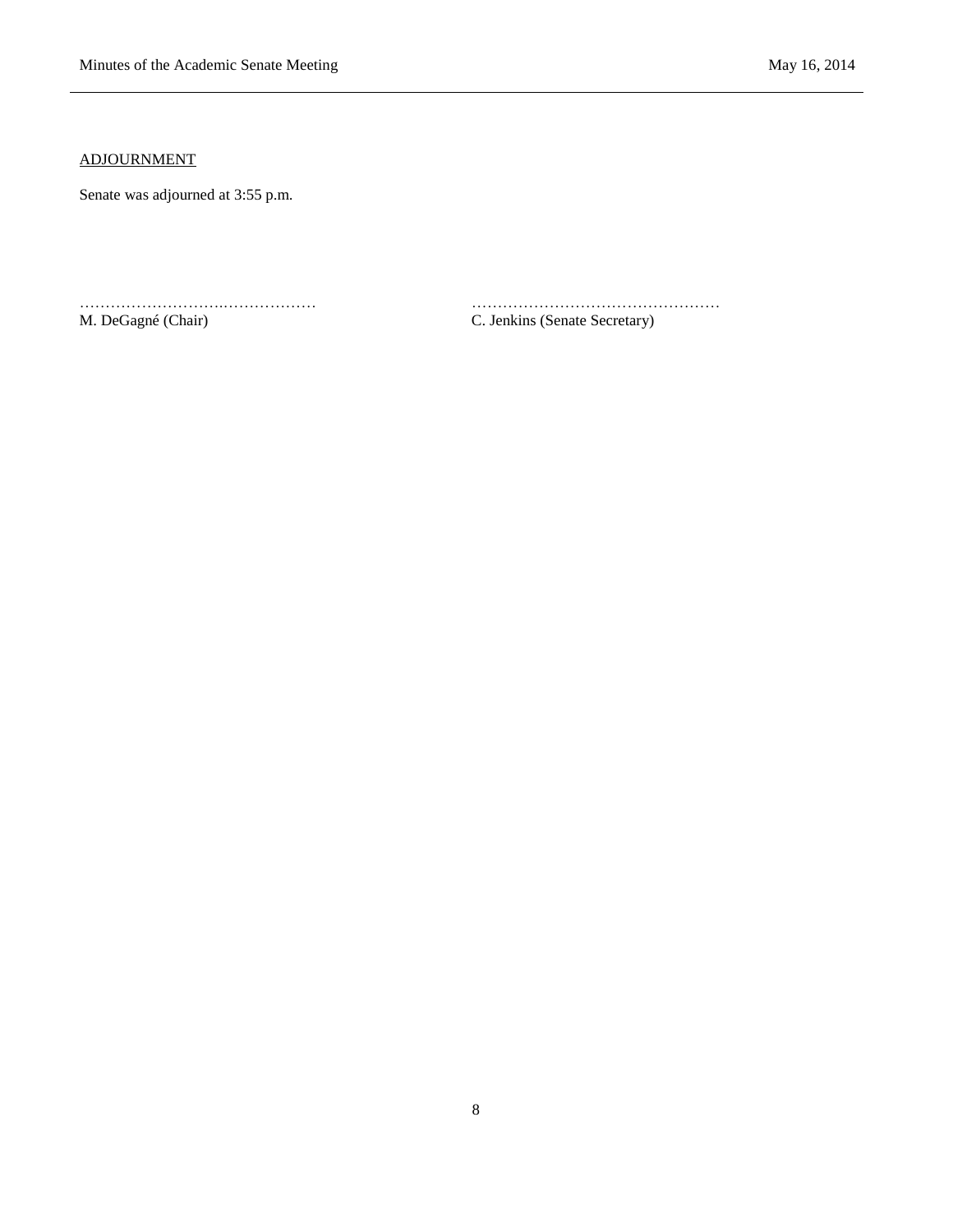ADJOURNMENT

Senate was adjourned at 3:55 p.m.

………………………………………
M. DeGagné (Chair)

…………………………………………
C. Jenkins (Senate Secretary)